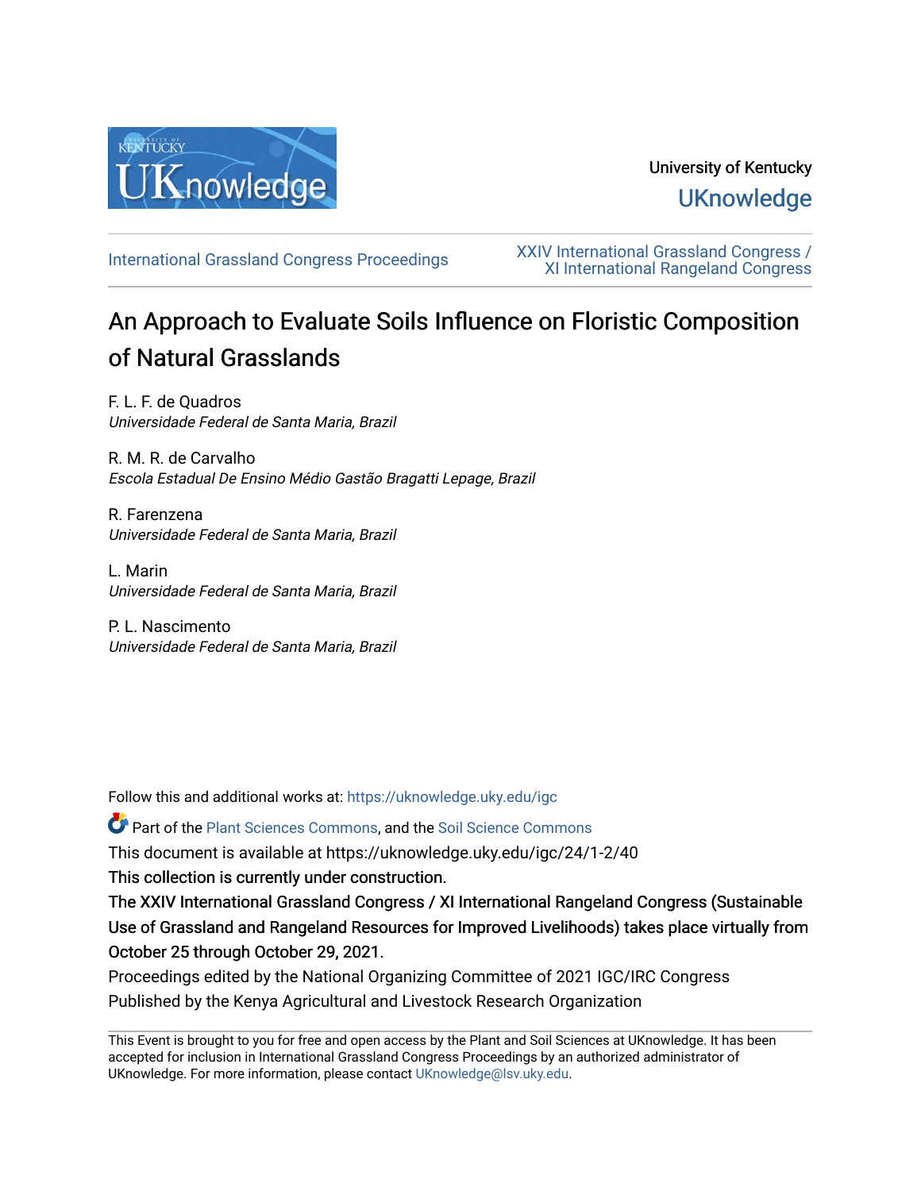University of Kentucky

UKnowledge

International Grassland Congress Proceedings

XXIV International Grassland Congress / XI International Rangeland Congress

# An Approach to Evaluate Soils Influence on Floristic Composition of Natural Grasslands

F. L. F. de Quadros
*Universidade Federal de Santa Maria, Brazil*

R. M. R. de Carvalho
*Escola Estadual De Ensino Médio Gastão Bragatti Lepage, Brazil*

R. Farenzena
*Universidade Federal de Santa Maria, Brazil*

L. Marin
*Universidade Federal de Santa Maria, Brazil*

P. L. Nascimento
*Universidade Federal de Santa Maria, Brazil*

Follow this and additional works at: https://uknowledge.uky.edu/igc

Part of the Plant Sciences Commons, and the Soil Science Commons

This document is available at https://uknowledge.uky.edu/igc/24/1-2/40

This collection is currently under construction.

The XXIV International Grassland Congress / XI International Rangeland Congress (Sustainable Use of Grassland and Rangeland Resources for Improved Livelihoods) takes place virtually from October 25 through October 29, 2021.

Proceedings edited by the National Organizing Committee of 2021 IGC/IRC Congress

Published by the Kenya Agricultural and Livestock Research Organization

This Event is brought to you for free and open access by the Plant and Soil Sciences at UKnowledge. It has been accepted for inclusion in International Grassland Congress Proceedings by an authorized administrator of UKnowledge. For more information, please contact UKnowledge@lsv.uky.edu.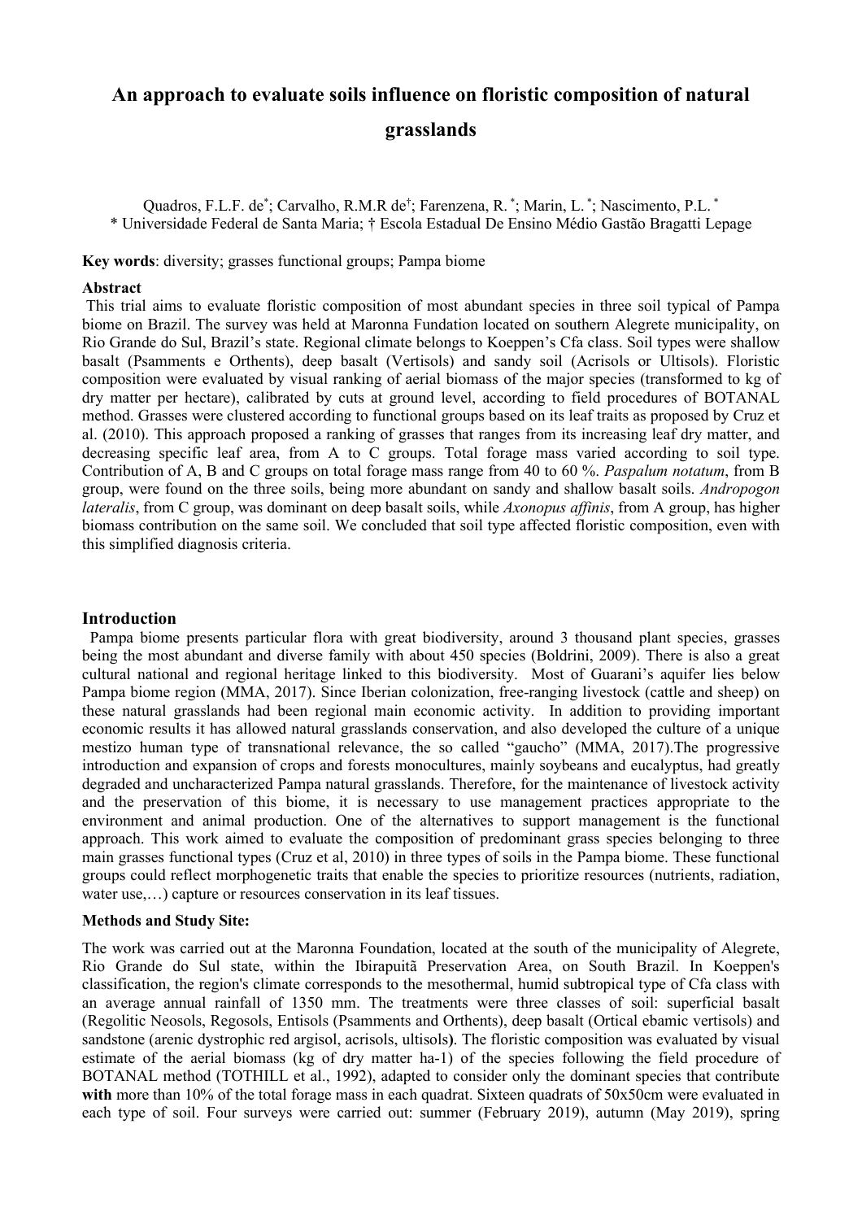# An approach to evaluate soils influence on floristic composition of natural grasslands

Quadros, F.L.F. de[*]; Carvalho, R.M.R de[†]; Farenzena, R. [*]; Marin, L. [*]; Nascimento, P.L. [*]
[*] Universidade Federal de Santa Maria; [†] Escola Estadual De Ensino Médio Gastão Bragatti Lepage

**Key words**: diversity; grasses functional groups; Pampa biome

**Abstract**

This trial aims to evaluate floristic composition of most abundant species in three soil typical of Pampa biome on Brazil. The survey was held at Maronna Fundation located on southern Alegrete municipality, on Rio Grande do Sul, Brazil's state. Regional climate belongs to Koeppen's Cfa class. Soil types were shallow basalt (Psamments e Orthents), deep basalt (Vertisols) and sandy soil (Acrisols or Ultisols). Floristic composition were evaluated by visual ranking of aerial biomass of the major species (transformed to kg of dry matter per hectare), calibrated by cuts at ground level, according to field procedures of BOTANAL method. Grasses were clustered according to functional groups based on its leaf traits as proposed by Cruz et al. (2010). This approach proposed a ranking of grasses that ranges from its increasing leaf dry matter, and decreasing specific leaf area, from A to C groups. Total forage mass varied according to soil type. Contribution of A, B and C groups on total forage mass range from 40 to 60 %. *Paspalum notatum*, from B group, were found on the three soils, being more abundant on sandy and shallow basalt soils. *Andropogon lateralis*, from C group, was dominant on deep basalt soils, while *Axonopus affinis*, from A group, has higher biomass contribution on the same soil. We concluded that soil type affected floristic composition, even with this simplified diagnosis criteria.

## Introduction

Pampa biome presents particular flora with great biodiversity, around 3 thousand plant species, grasses being the most abundant and diverse family with about 450 species (Boldrini, 2009). There is also a great cultural national and regional heritage linked to this biodiversity. Most of Guarani's aquifer lies below Pampa biome region (MMA, 2017). Since Iberian colonization, free-ranging livestock (cattle and sheep) on these natural grasslands had been regional main economic activity. In addition to providing important economic results it has allowed natural grasslands conservation, and also developed the culture of a unique mestizo human type of transnational relevance, the so called "gaucho" (MMA, 2017).The progressive introduction and expansion of crops and forests monocultures, mainly soybeans and eucalyptus, had greatly degraded and uncharacterized Pampa natural grasslands. Therefore, for the maintenance of livestock activity and the preservation of this biome, it is necessary to use management practices appropriate to the environment and animal production. One of the alternatives to support management is the functional approach. This work aimed to evaluate the composition of predominant grass species belonging to three main grasses functional types (Cruz et al, 2010) in three types of soils in the Pampa biome. These functional groups could reflect morphogenetic traits that enable the species to prioritize resources (nutrients, radiation, water use,…) capture or resources conservation in its leaf tissues.

### Methods and Study Site:

The work was carried out at the Maronna Foundation, located at the south of the municipality of Alegrete, Rio Grande do Sul state, within the Ibirapuitã Preservation Area, on South Brazil. In Koeppen's classification, the region's climate corresponds to the mesothermal, humid subtropical type of Cfa class with an average annual rainfall of 1350 mm. The treatments were three classes of soil: superficial basalt (Regolitic Neosols, Regosols, Entisols (Psamments and Orthents), deep basalt (Ortical ebamic vertisols) and sandstone (arenic dystrophic red argisol, acrisols, ultisols**)**. The floristic composition was evaluated by visual estimate of the aerial biomass (kg of dry matter ha-1) of the species following the field procedure of BOTANAL method (TOTHILL et al., 1992), adapted to consider only the dominant species that contribute **with** more than 10% of the total forage mass in each quadrat. Sixteen quadrats of 50x50cm were evaluated in each type of soil. Four surveys were carried out: summer (February 2019), autumn (May 2019), spring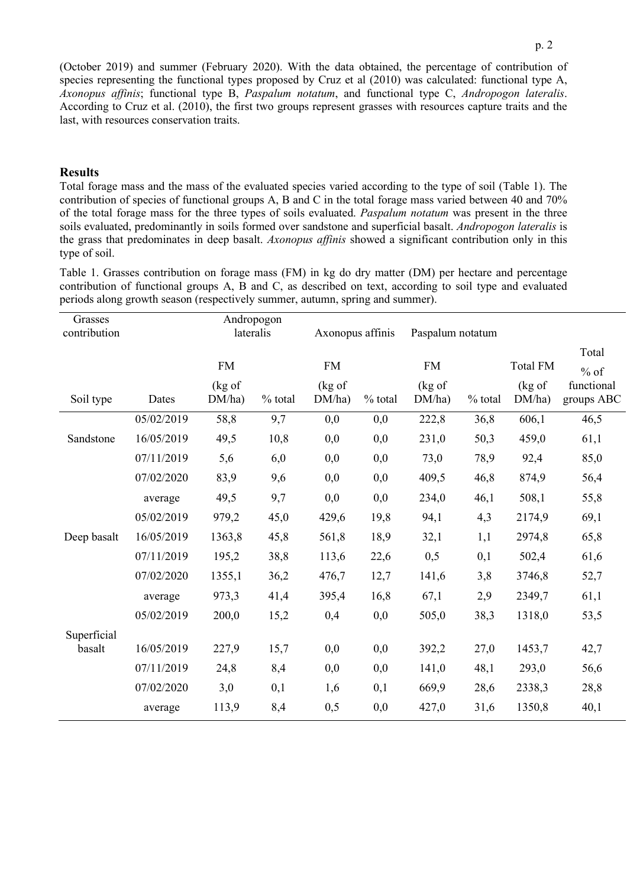(October 2019) and summer (February 2020). With the data obtained, the percentage of contribution of species representing the functional types proposed by Cruz et al (2010) was calculated: functional type A, *Axonopus affinis*; functional type B, *Paspalum notatum*, and functional type C, *Andropogon lateralis*. According to Cruz et al. (2010), the first two groups represent grasses with resources capture traits and the last, with resources conservation traits.

## Results

Total forage mass and the mass of the evaluated species varied according to the type of soil (Table 1). The contribution of species of functional groups A, B and C in the total forage mass varied between 40 and 70% of the total forage mass for the three types of soils evaluated. *Paspalum notatum* was present in the three soils evaluated, predominantly in soils formed over sandstone and superficial basalt. *Andropogon lateralis* is the grass that predominates in deep basalt. *Axonopus affinis* showed a significant contribution only in this type of soil.

Table 1. Grasses contribution on forage mass (FM) in kg do dry matter (DM) per hectare and percentage contribution of functional groups A, B and C, as described on text, according to soil type and evaluated periods along growth season (respectively summer, autumn, spring and summer).

| Grasses contribution | | Andropogon lateralis | | Axonopus affinis | | Paspalum notatum | | | |
|---|---|---|---|---|---|---|---|---|---|
| Soil type | Dates | FM (kg of DM/ha) | % total | FM (kg of DM/ha) | % total | FM (kg of DM/ha) | % total | Total FM (kg of DM/ha) | Total % of functional groups ABC |
| Sandstone | 05/02/2019 | 58,8 | 9,7 | 0,0 | 0,0 | 222,8 | 36,8 | 606,1 | 46,5 |
| | 16/05/2019 | 49,5 | 10,8 | 0,0 | 0,0 | 231,0 | 50,3 | 459,0 | 61,1 |
| | 07/11/2019 | 5,6 | 6,0 | 0,0 | 0,0 | 73,0 | 78,9 | 92,4 | 85,0 |
| | 07/02/2020 | 83,9 | 9,6 | 0,0 | 0,0 | 409,5 | 46,8 | 874,9 | 56,4 |
| | average | 49,5 | 9,7 | 0,0 | 0,0 | 234,0 | 46,1 | 508,1 | 55,8 |
| Deep basalt | 05/02/2019 | 979,2 | 45,0 | 429,6 | 19,8 | 94,1 | 4,3 | 2174,9 | 69,1 |
| | 16/05/2019 | 1363,8 | 45,8 | 561,8 | 18,9 | 32,1 | 1,1 | 2974,8 | 65,8 |
| | 07/11/2019 | 195,2 | 38,8 | 113,6 | 22,6 | 0,5 | 0,1 | 502,4 | 61,6 |
| | 07/02/2020 | 1355,1 | 36,2 | 476,7 | 12,7 | 141,6 | 3,8 | 3746,8 | 52,7 |
| | average | 973,3 | 41,4 | 395,4 | 16,8 | 67,1 | 2,9 | 2349,7 | 61,1 |
| Superficial basalt | 05/02/2019 | 200,0 | 15,2 | 0,4 | 0,0 | 505,0 | 38,3 | 1318,0 | 53,5 |
| | 16/05/2019 | 227,9 | 15,7 | 0,0 | 0,0 | 392,2 | 27,0 | 1453,7 | 42,7 |
| | 07/11/2019 | 24,8 | 8,4 | 0,0 | 0,0 | 141,0 | 48,1 | 293,0 | 56,6 |
| | 07/02/2020 | 3,0 | 0,1 | 1,6 | 0,1 | 669,9 | 28,6 | 2338,3 | 28,8 |
| | average | 113,9 | 8,4 | 0,5 | 0,0 | 427,0 | 31,6 | 1350,8 | 40,1 |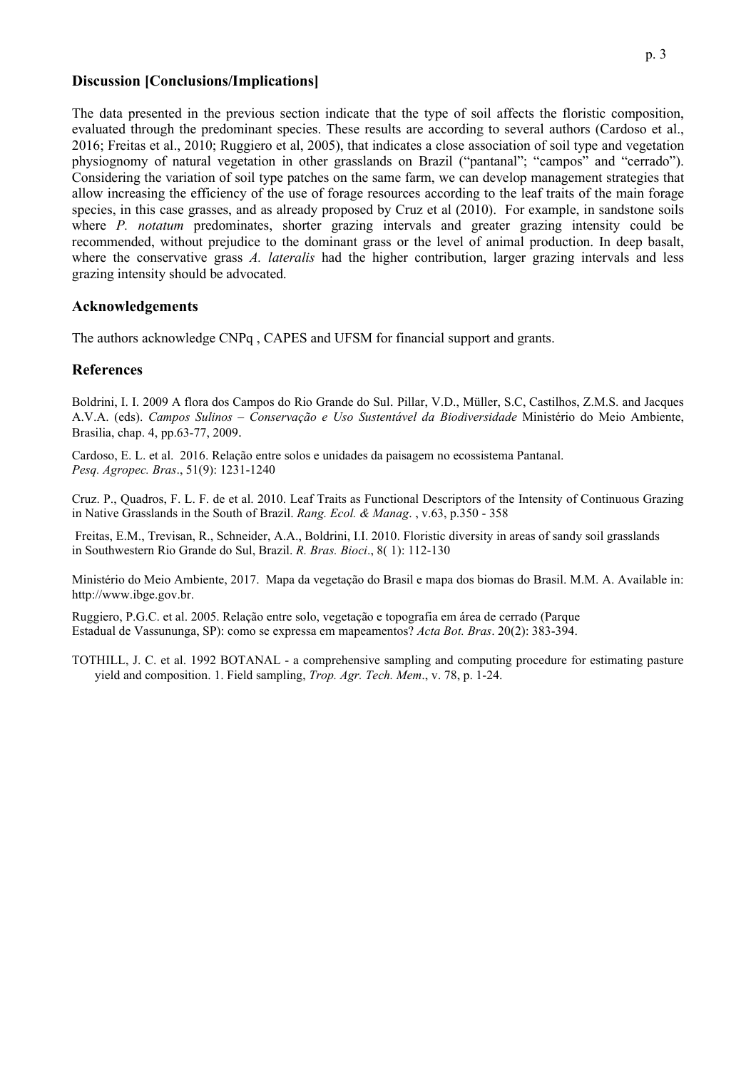## Discussion [Conclusions/Implications]

The data presented in the previous section indicate that the type of soil affects the floristic composition, evaluated through the predominant species. These results are according to several authors (Cardoso et al., 2016; Freitas et al., 2010; Ruggiero et al, 2005), that indicates a close association of soil type and vegetation physiognomy of natural vegetation in other grasslands on Brazil ("pantanal"; "campos" and "cerrado"). Considering the variation of soil type patches on the same farm, we can develop management strategies that allow increasing the efficiency of the use of forage resources according to the leaf traits of the main forage species, in this case grasses, and as already proposed by Cruz et al (2010). For example, in sandstone soils where *P. notatum* predominates, shorter grazing intervals and greater grazing intensity could be recommended, without prejudice to the dominant grass or the level of animal production. In deep basalt, where the conservative grass *A. lateralis* had the higher contribution, larger grazing intervals and less grazing intensity should be advocated.

## Acknowledgements

The authors acknowledge CNPq , CAPES and UFSM for financial support and grants.

## References

Boldrini, I. I. 2009 A flora dos Campos do Rio Grande do Sul. Pillar, V.D., Müller, S.C, Castilhos, Z.M.S. and Jacques A.V.A. (eds). *Campos Sulinos – Conservação e Uso Sustentável da Biodiversidade* Ministério do Meio Ambiente, Brasilia, chap. 4, pp.63-77, 2009.

Cardoso, E. L. et al. 2016. Relação entre solos e unidades da paisagem no ecossistema Pantanal. *Pesq. Agropec. Bras*., 51(9): 1231-1240

Cruz. P., Quadros, F. L. F. de et al. 2010. Leaf Traits as Functional Descriptors of the Intensity of Continuous Grazing in Native Grasslands in the South of Brazil. *Rang. Ecol. & Manag*. , v.63, p.350 - 358

Freitas, E.M., Trevisan, R., Schneider, A.A., Boldrini, I.I. 2010. Floristic diversity in areas of sandy soil grasslands in Southwestern Rio Grande do Sul, Brazil. *R. Bras. Bioci*., 8( 1): 112-130

Ministério do Meio Ambiente, 2017. Mapa da vegetação do Brasil e mapa dos biomas do Brasil. M.M. A. Available in: http://www.ibge.gov.br.

Ruggiero, P.G.C. et al. 2005. Relação entre solo, vegetação e topografia em área de cerrado (Parque Estadual de Vassununga, SP): como se expressa em mapeamentos? *Acta Bot. Bras*. 20(2): 383-394.

TOTHILL, J. C. et al. 1992 BOTANAL - a comprehensive sampling and computing procedure for estimating pasture yield and composition. 1. Field sampling, *Trop. Agr. Tech. Mem*., v. 78, p. 1-24.